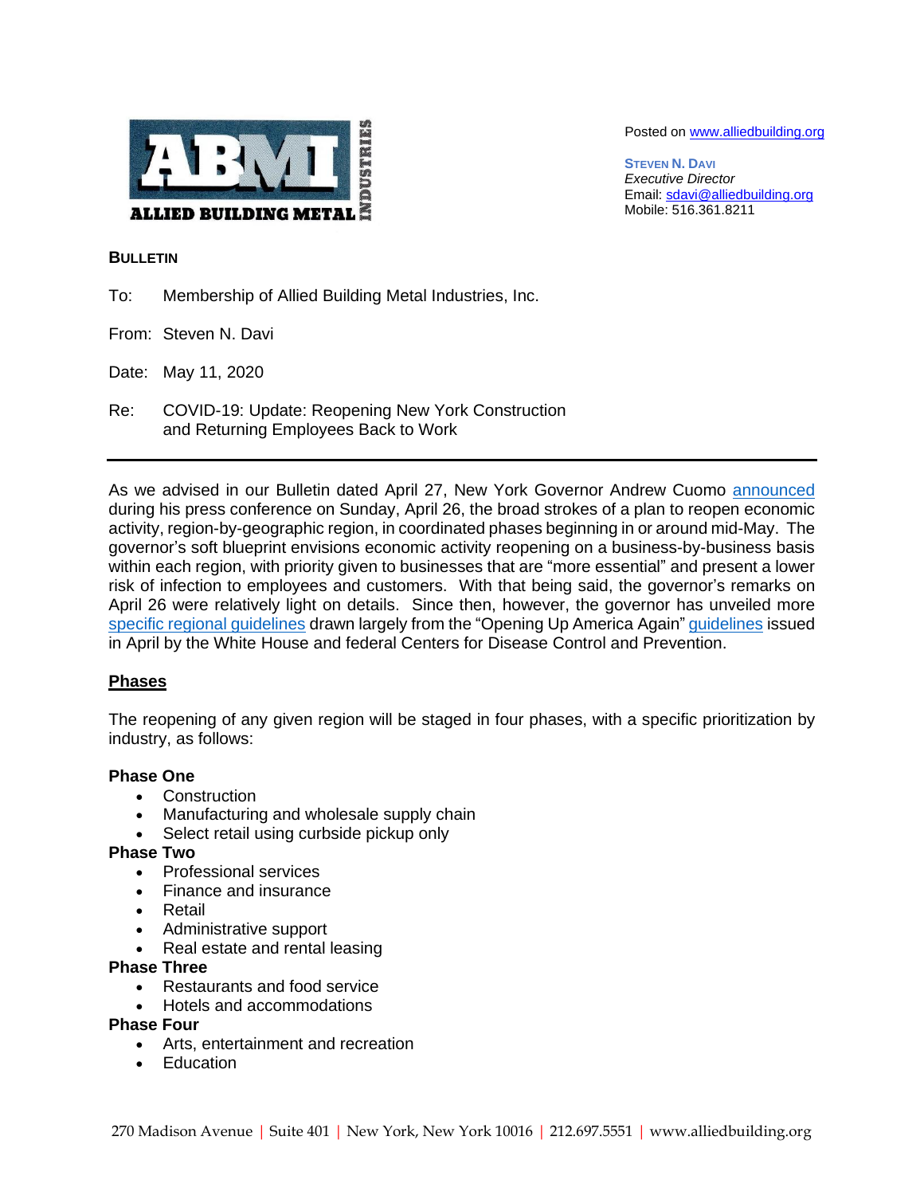**ALLIED BUILDING METAL INDUSTRIES**

Posted on [www.alliedbuilding.org](www.alliedbuilding.org)

**STEVEN N. DAVI**
*Executive Director*
Email: [sdavi@alliedbuilding.org](mailto:sdavi@alliedbuilding.org)
Mobile: 516.361.8211

**BULLETIN**

To: Membership of Allied Building Metal Industries, Inc.

From: Steven N. Davi

Date: May 11, 2020

Re: COVID-19: Update: Reopening New York Construction and Returning Employees Back to Work

---

As we advised in our Bulletin dated April 27, New York Governor Andrew Cuomo announced during his press conference on Sunday, April 26, the broad strokes of a plan to reopen economic activity, region-by-geographic region, in coordinated phases beginning in or around mid-May. The governor's soft blueprint envisions economic activity reopening on a business-by-business basis within each region, with priority given to businesses that are "more essential" and present a lower risk of infection to employees and customers. With that being said, the governor's remarks on April 26 were relatively light on details. Since then, however, the governor has unveiled more specific regional guidelines drawn largely from the "Opening Up America Again" guidelines issued in April by the White House and federal Centers for Disease Control and Prevention.

## Phases

The reopening of any given region will be staged in four phases, with a specific prioritization by industry, as follows:

**Phase One**

- Construction
- Manufacturing and wholesale supply chain
- Select retail using curbside pickup only

**Phase Two**

- Professional services
- Finance and insurance
- Retail
- Administrative support
- Real estate and rental leasing

**Phase Three**

- Restaurants and food service
- Hotels and accommodations

**Phase Four**

- Arts, entertainment and recreation
- Education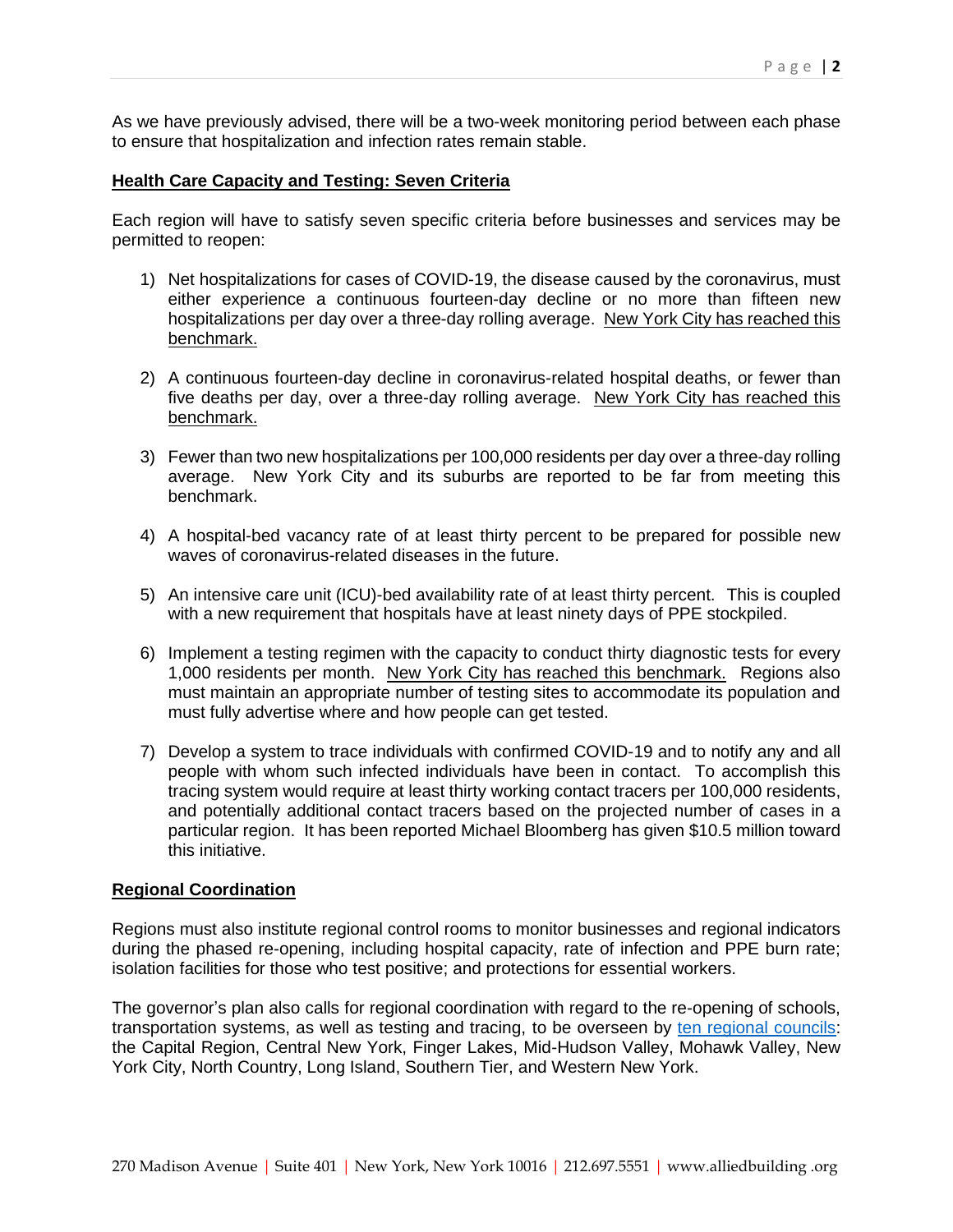As we have previously advised, there will be a two-week monitoring period between each phase to ensure that hospitalization and infection rates remain stable.

**Health Care Capacity and Testing: Seven Criteria**

Each region will have to satisfy seven specific criteria before businesses and services may be permitted to reopen:

1) Net hospitalizations for cases of COVID-19, the disease caused by the coronavirus, must either experience a continuous fourteen-day decline or no more than fifteen new hospitalizations per day over a three-day rolling average. New York City has reached this benchmark.

2) A continuous fourteen-day decline in coronavirus-related hospital deaths, or fewer than five deaths per day, over a three-day rolling average. New York City has reached this benchmark.

3) Fewer than two new hospitalizations per 100,000 residents per day over a three-day rolling average. New York City and its suburbs are reported to be far from meeting this benchmark.

4) A hospital-bed vacancy rate of at least thirty percent to be prepared for possible new waves of coronavirus-related diseases in the future.

5) An intensive care unit (ICU)-bed availability rate of at least thirty percent. This is coupled with a new requirement that hospitals have at least ninety days of PPE stockpiled.

6) Implement a testing regimen with the capacity to conduct thirty diagnostic tests for every 1,000 residents per month. New York City has reached this benchmark. Regions also must maintain an appropriate number of testing sites to accommodate its population and must fully advertise where and how people can get tested.

7) Develop a system to trace individuals with confirmed COVID-19 and to notify any and all people with whom such infected individuals have been in contact. To accomplish this tracing system would require at least thirty working contact tracers per 100,000 residents, and potentially additional contact tracers based on the projected number of cases in a particular region. It has been reported Michael Bloomberg has given $10.5 million toward this initiative.

**Regional Coordination**

Regions must also institute regional control rooms to monitor businesses and regional indicators during the phased re-opening, including hospital capacity, rate of infection and PPE burn rate; isolation facilities for those who test positive; and protections for essential workers.

The governor's plan also calls for regional coordination with regard to the re-opening of schools, transportation systems, as well as testing and tracing, to be overseen by ten regional councils: the Capital Region, Central New York, Finger Lakes, Mid-Hudson Valley, Mohawk Valley, New York City, North Country, Long Island, Southern Tier, and Western New York.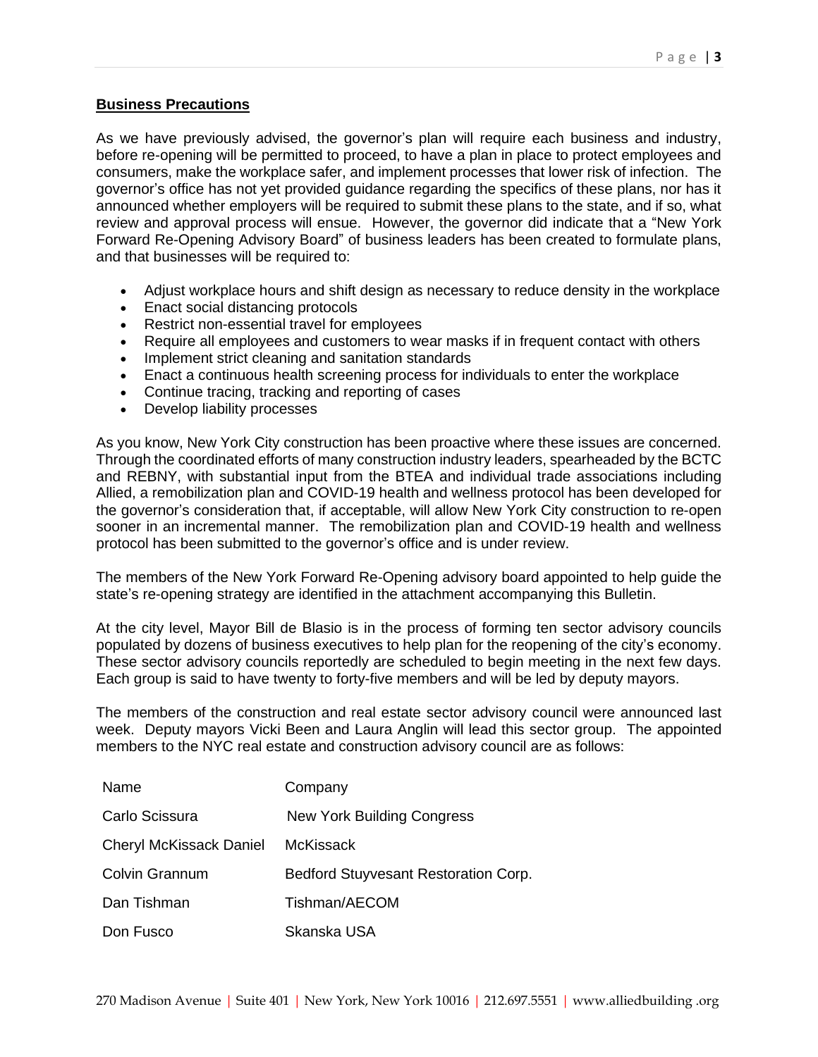**Business Precautions**

As we have previously advised, the governor's plan will require each business and industry, before re-opening will be permitted to proceed, to have a plan in place to protect employees and consumers, make the workplace safer, and implement processes that lower risk of infection. The governor's office has not yet provided guidance regarding the specifics of these plans, nor has it announced whether employers will be required to submit these plans to the state, and if so, what review and approval process will ensue. However, the governor did indicate that a "New York Forward Re-Opening Advisory Board" of business leaders has been created to formulate plans, and that businesses will be required to:

- Adjust workplace hours and shift design as necessary to reduce density in the workplace
- Enact social distancing protocols
- Restrict non-essential travel for employees
- Require all employees and customers to wear masks if in frequent contact with others
- Implement strict cleaning and sanitation standards
- Enact a continuous health screening process for individuals to enter the workplace
- Continue tracing, tracking and reporting of cases
- Develop liability processes

As you know, New York City construction has been proactive where these issues are concerned. Through the coordinated efforts of many construction industry leaders, spearheaded by the BCTC and REBNY, with substantial input from the BTEA and individual trade associations including Allied, a remobilization plan and COVID-19 health and wellness protocol has been developed for the governor's consideration that, if acceptable, will allow New York City construction to re-open sooner in an incremental manner. The remobilization plan and COVID-19 health and wellness protocol has been submitted to the governor's office and is under review.

The members of the New York Forward Re-Opening advisory board appointed to help guide the state's re-opening strategy are identified in the attachment accompanying this Bulletin.

At the city level, Mayor Bill de Blasio is in the process of forming ten sector advisory councils populated by dozens of business executives to help plan for the reopening of the city's economy. These sector advisory councils reportedly are scheduled to begin meeting in the next few days. Each group is said to have twenty to forty-five members and will be led by deputy mayors.

The members of the construction and real estate sector advisory council were announced last week. Deputy mayors Vicki Been and Laura Anglin will lead this sector group. The appointed members to the NYC real estate and construction advisory council are as follows:

| Name | Company |
|---|---|
| Carlo Scissura | New York Building Congress |
| Cheryl McKissack Daniel | McKissack |
| Colvin Grannum | Bedford Stuyvesant Restoration Corp. |
| Dan Tishman | Tishman/AECOM |
| Don Fusco | Skanska USA |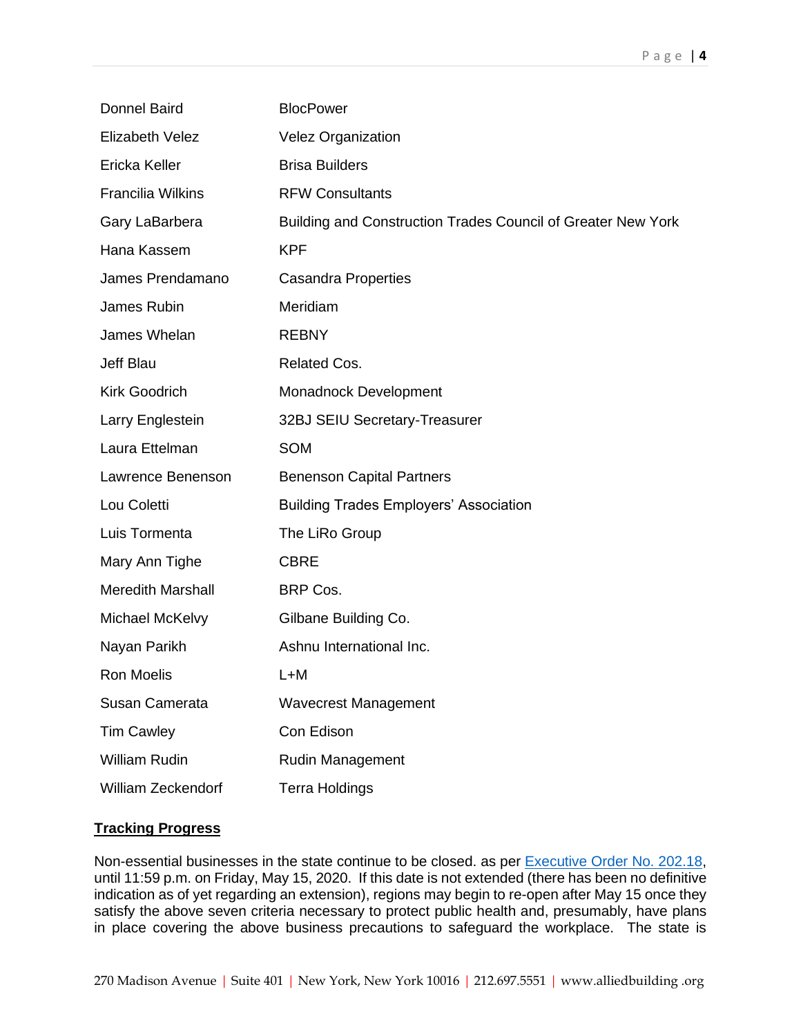| | |
|---|---|
| Donnel Baird | BlocPower |
| Elizabeth Velez | Velez Organization |
| Ericka Keller | Brisa Builders |
| Francilia Wilkins | RFW Consultants |
| Gary LaBarbera | Building and Construction Trades Council of Greater New York |
| Hana Kassem | KPF |
| James Prendamano | Casandra Properties |
| James Rubin | Meridiam |
| James Whelan | REBNY |
| Jeff Blau | Related Cos. |
| Kirk Goodrich | Monadnock Development |
| Larry Englestein | 32BJ SEIU Secretary-Treasurer |
| Laura Ettelman | SOM |
| Lawrence Benenson | Benenson Capital Partners |
| Lou Coletti | Building Trades Employers' Association |
| Luis Tormenta | The LiRo Group |
| Mary Ann Tighe | CBRE |
| Meredith Marshall | BRP Cos. |
| Michael McKelvy | Gilbane Building Co. |
| Nayan Parikh | Ashnu International Inc. |
| Ron Moelis | L+M |
| Susan Camerata | Wavecrest Management |
| Tim Cawley | Con Edison |
| William Rudin | Rudin Management |
| William Zeckendorf | Terra Holdings |

**Tracking Progress**

Non-essential businesses in the state continue to be closed. as per Executive Order No. 202.18, until 11:59 p.m. on Friday, May 15, 2020. If this date is not extended (there has been no definitive indication as of yet regarding an extension), regions may begin to re-open after May 15 once they satisfy the above seven criteria necessary to protect public health and, presumably, have plans in place covering the above business precautions to safeguard the workplace. The state is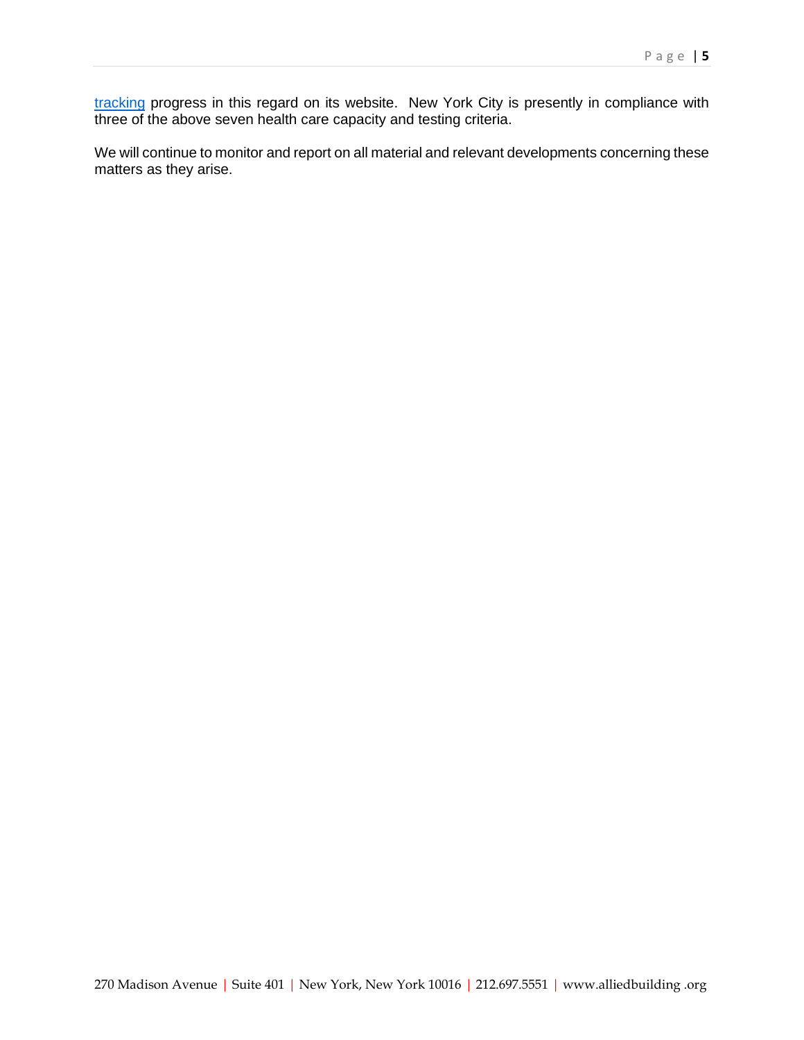tracking progress in this regard on its website. New York City is presently in compliance with three of the above seven health care capacity and testing criteria.

We will continue to monitor and report on all material and relevant developments concerning these matters as they arise.